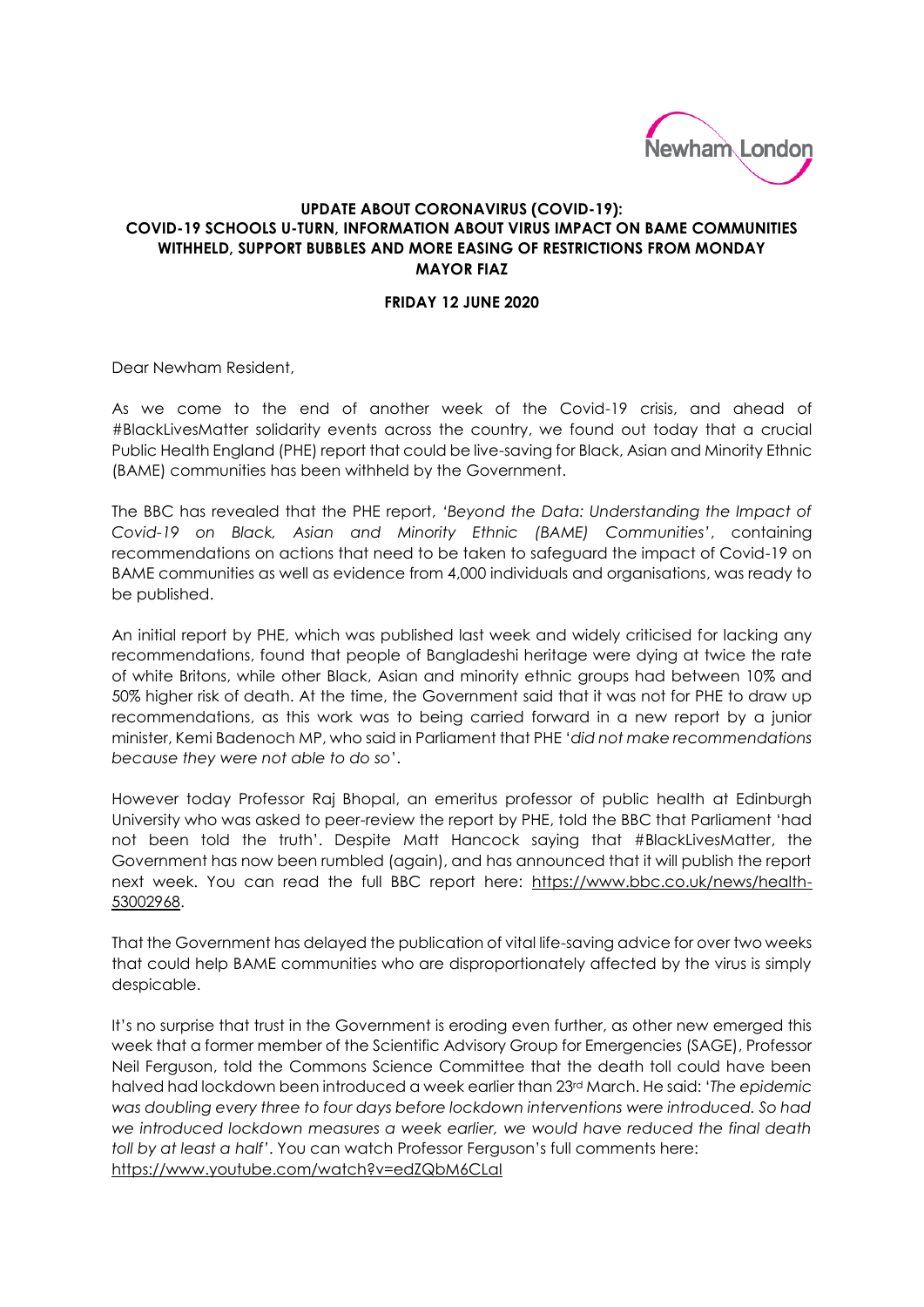**UPDATE ABOUT CORONAVIRUS (COVID-19): COVID-19 SCHOOLS U-TURN, INFORMATION ABOUT VIRUS IMPACT ON BAME COMMUNITIES WITHHELD, SUPPORT BUBBLES AND MORE EASING OF RESTRICTIONS FROM MONDAY MAYOR FIAZ**

**FRIDAY 12 JUNE 2020**

Dear Newham Resident,

As we come to the end of another week of the Covid-19 crisis, and ahead of #BlackLivesMatter solidarity events across the country, we found out today that a crucial Public Health England (PHE) report that could be live-saving for Black, Asian and Minority Ethnic (BAME) communities has been withheld by the Government.

The BBC has revealed that the PHE report, *'Beyond the Data: Understanding the Impact of Covid-19 on Black, Asian and Minority Ethnic (BAME) Communities'*, containing recommendations on actions that need to be taken to safeguard the impact of Covid-19 on BAME communities as well as evidence from 4,000 individuals and organisations, was ready to be published.

An initial report by PHE, which was published last week and widely criticised for lacking any recommendations, found that people of Bangladeshi heritage were dying at twice the rate of white Britons, while other Black, Asian and minority ethnic groups had between 10% and 50% higher risk of death. At the time, the Government said that it was not for PHE to draw up recommendations, as this work was to being carried forward in a new report by a junior minister, Kemi Badenoch MP, who said in Parliament that PHE '*did not make recommendations because they were not able to do so*'.

However today Professor Raj Bhopal, an emeritus professor of public health at Edinburgh University who was asked to peer-review the report by PHE, told the BBC that Parliament 'had not been told the truth'. Despite Matt Hancock saying that #BlackLivesMatter, the Government has now been rumbled (again), and has announced that it will publish the report next week. You can read the full BBC report here: https://www.bbc.co.uk/news/health-53002968.

That the Government has delayed the publication of vital life-saving advice for over two weeks that could help BAME communities who are disproportionately affected by the virus is simply despicable.

It's no surprise that trust in the Government is eroding even further, as other new emerged this week that a former member of the Scientific Advisory Group for Emergencies (SAGE), Professor Neil Ferguson, told the Commons Science Committee that the death toll could have been halved had lockdown been introduced a week earlier than 23rd March. He said: '*The epidemic was doubling every three to four days before lockdown interventions were introduced. So had we introduced lockdown measures a week earlier, we would have reduced the final death toll by at least a half*'. You can watch Professor Ferguson's full comments here: https://www.youtube.com/watch?v=edZQbM6CLaI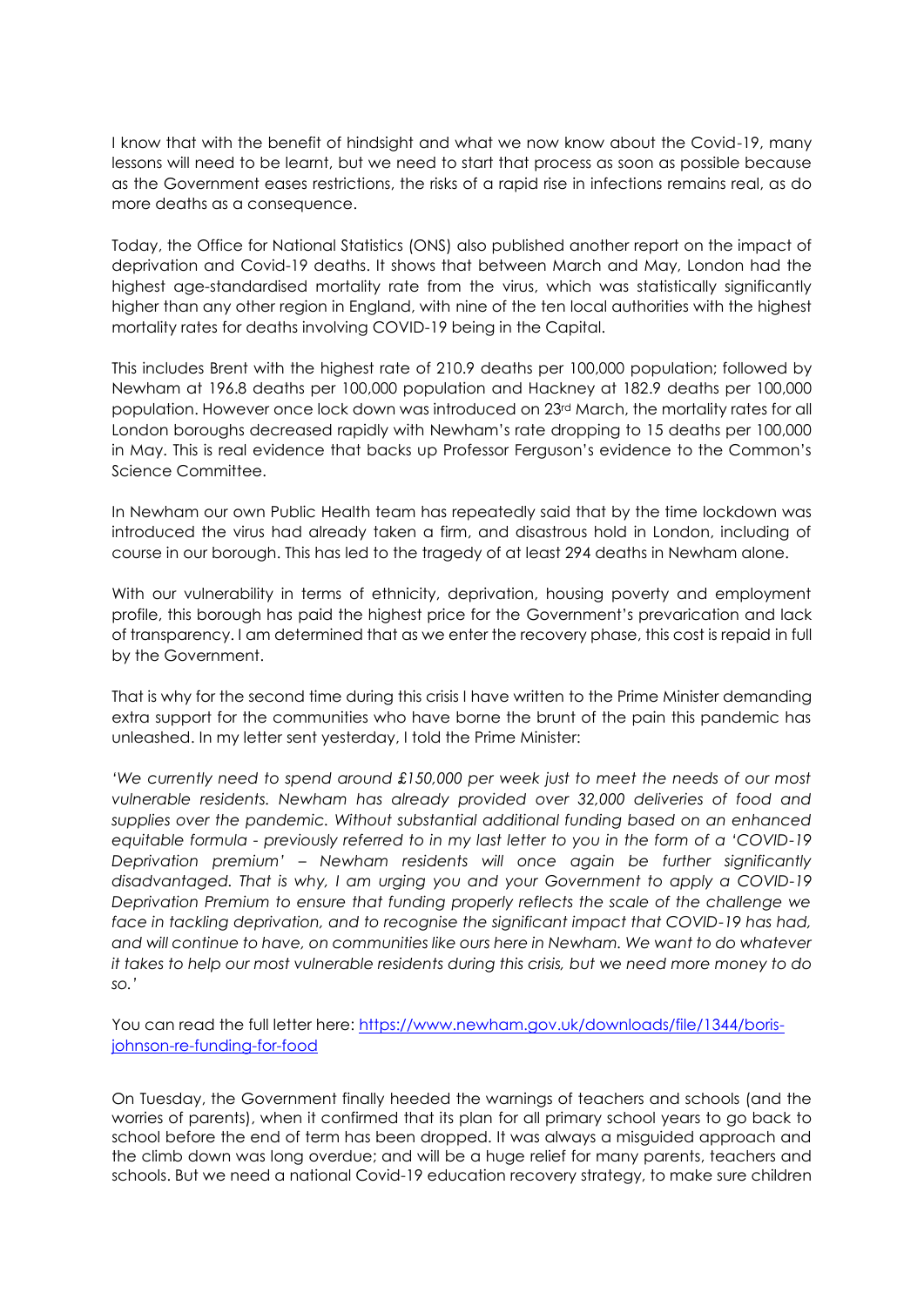I know that with the benefit of hindsight and what we now know about the Covid-19, many lessons will need to be learnt, but we need to start that process as soon as possible because as the Government eases restrictions, the risks of a rapid rise in infections remains real, as do more deaths as a consequence.

Today, the Office for National Statistics (ONS) also published another report on the impact of deprivation and Covid-19 deaths. It shows that between March and May, London had the highest age-standardised mortality rate from the virus, which was statistically significantly higher than any other region in England, with nine of the ten local authorities with the highest mortality rates for deaths involving COVID-19 being in the Capital.

This includes Brent with the highest rate of 210.9 deaths per 100,000 population; followed by Newham at 196.8 deaths per 100,000 population and Hackney at 182.9 deaths per 100,000 population. However once lock down was introduced on 23rd March, the mortality rates for all London boroughs decreased rapidly with Newham's rate dropping to 15 deaths per 100,000 in May. This is real evidence that backs up Professor Ferguson's evidence to the Common's Science Committee.

In Newham our own Public Health team has repeatedly said that by the time lockdown was introduced the virus had already taken a firm, and disastrous hold in London, including of course in our borough. This has led to the tragedy of at least 294 deaths in Newham alone.

With our vulnerability in terms of ethnicity, deprivation, housing poverty and employment profile, this borough has paid the highest price for the Government's prevarication and lack of transparency. I am determined that as we enter the recovery phase, this cost is repaid in full by the Government.

That is why for the second time during this crisis I have written to the Prime Minister demanding extra support for the communities who have borne the brunt of the pain this pandemic has unleashed. In my letter sent yesterday, I told the Prime Minister:

*'We currently need to spend around £150,000 per week just to meet the needs of our most vulnerable residents. Newham has already provided over 32,000 deliveries of food and supplies over the pandemic. Without substantial additional funding based on an enhanced equitable formula - previously referred to in my last letter to you in the form of a 'COVID-19 Deprivation premium' – Newham residents will once again be further significantly disadvantaged. That is why, I am urging you and your Government to apply a COVID-19 Deprivation Premium to ensure that funding properly reflects the scale of the challenge we face in tackling deprivation, and to recognise the significant impact that COVID-19 has had, and will continue to have, on communities like ours here in Newham. We want to do whatever it takes to help our most vulnerable residents during this crisis, but we need more money to do so.'*

You can read the full letter here: https://www.newham.gov.uk/downloads/file/1344/boris-johnson-re-funding-for-food

On Tuesday, the Government finally heeded the warnings of teachers and schools (and the worries of parents), when it confirmed that its plan for all primary school years to go back to school before the end of term has been dropped. It was always a misguided approach and the climb down was long overdue; and will be a huge relief for many parents, teachers and schools. But we need a national Covid-19 education recovery strategy, to make sure children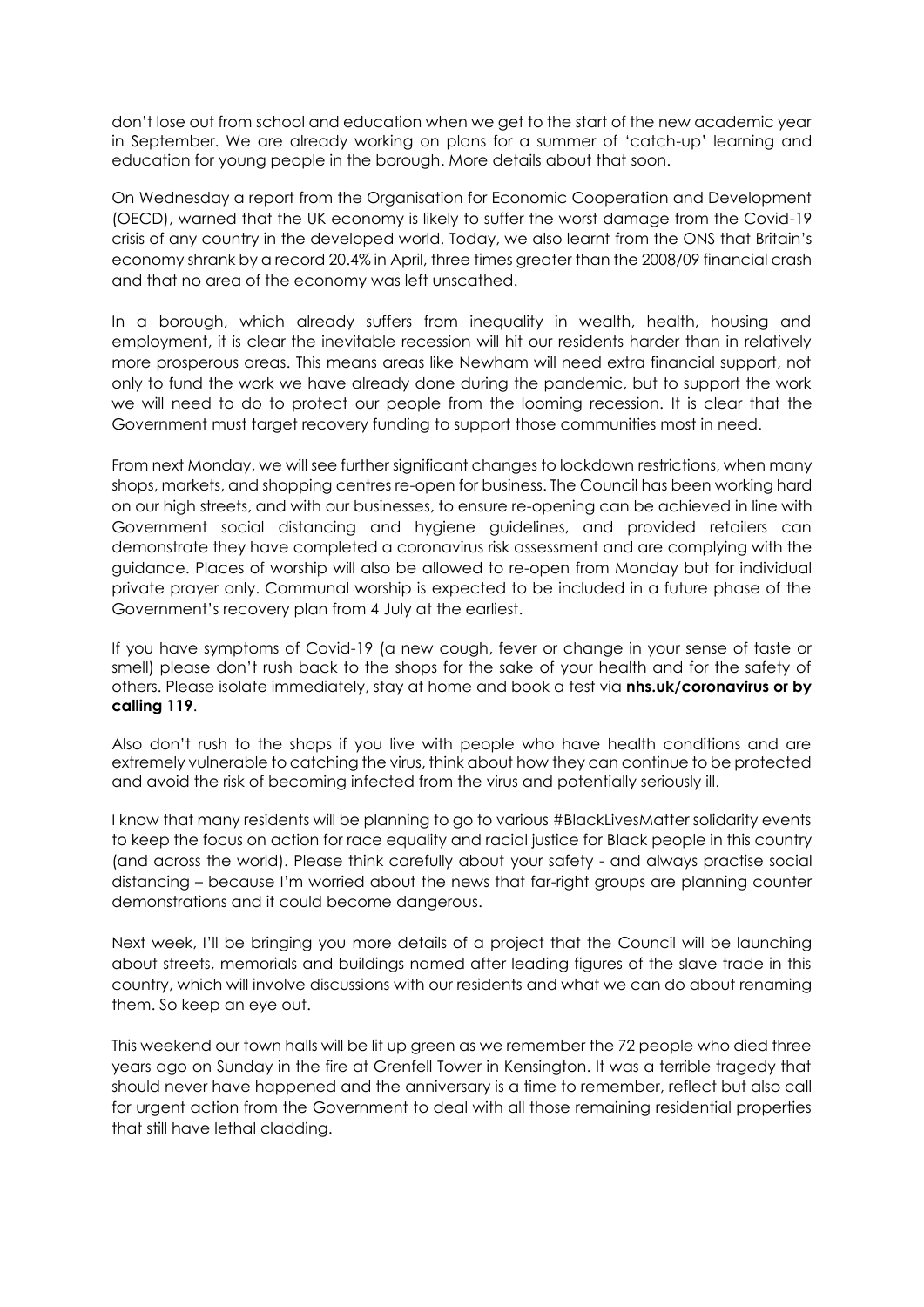don't lose out from school and education when we get to the start of the new academic year in September. We are already working on plans for a summer of 'catch-up' learning and education for young people in the borough. More details about that soon.

On Wednesday a report from the Organisation for Economic Cooperation and Development (OECD), warned that the UK economy is likely to suffer the worst damage from the Covid-19 crisis of any country in the developed world. Today, we also learnt from the ONS that Britain's economy shrank by a record 20.4% in April, three times greater than the 2008/09 financial crash and that no area of the economy was left unscathed.

In a borough, which already suffers from inequality in wealth, health, housing and employment, it is clear the inevitable recession will hit our residents harder than in relatively more prosperous areas. This means areas like Newham will need extra financial support, not only to fund the work we have already done during the pandemic, but to support the work we will need to do to protect our people from the looming recession. It is clear that the Government must target recovery funding to support those communities most in need.

From next Monday, we will see further significant changes to lockdown restrictions, when many shops, markets, and shopping centres re-open for business. The Council has been working hard on our high streets, and with our businesses, to ensure re-opening can be achieved in line with Government social distancing and hygiene guidelines, and provided retailers can demonstrate they have completed a coronavirus risk assessment and are complying with the guidance. Places of worship will also be allowed to re-open from Monday but for individual private prayer only. Communal worship is expected to be included in a future phase of the Government's recovery plan from 4 July at the earliest.

If you have symptoms of Covid-19 (a new cough, fever or change in your sense of taste or smell) please don't rush back to the shops for the sake of your health and for the safety of others. Please isolate immediately, stay at home and book a test via **nhs.uk/coronavirus or by calling 119**.

Also don't rush to the shops if you live with people who have health conditions and are extremely vulnerable to catching the virus, think about how they can continue to be protected and avoid the risk of becoming infected from the virus and potentially seriously ill.

I know that many residents will be planning to go to various #BlackLivesMatter solidarity events to keep the focus on action for race equality and racial justice for Black people in this country (and across the world). Please think carefully about your safety - and always practise social distancing – because I'm worried about the news that far-right groups are planning counter demonstrations and it could become dangerous.

Next week, I'll be bringing you more details of a project that the Council will be launching about streets, memorials and buildings named after leading figures of the slave trade in this country, which will involve discussions with our residents and what we can do about renaming them. So keep an eye out.

This weekend our town halls will be lit up green as we remember the 72 people who died three years ago on Sunday in the fire at Grenfell Tower in Kensington. It was a terrible tragedy that should never have happened and the anniversary is a time to remember, reflect but also call for urgent action from the Government to deal with all those remaining residential properties that still have lethal cladding.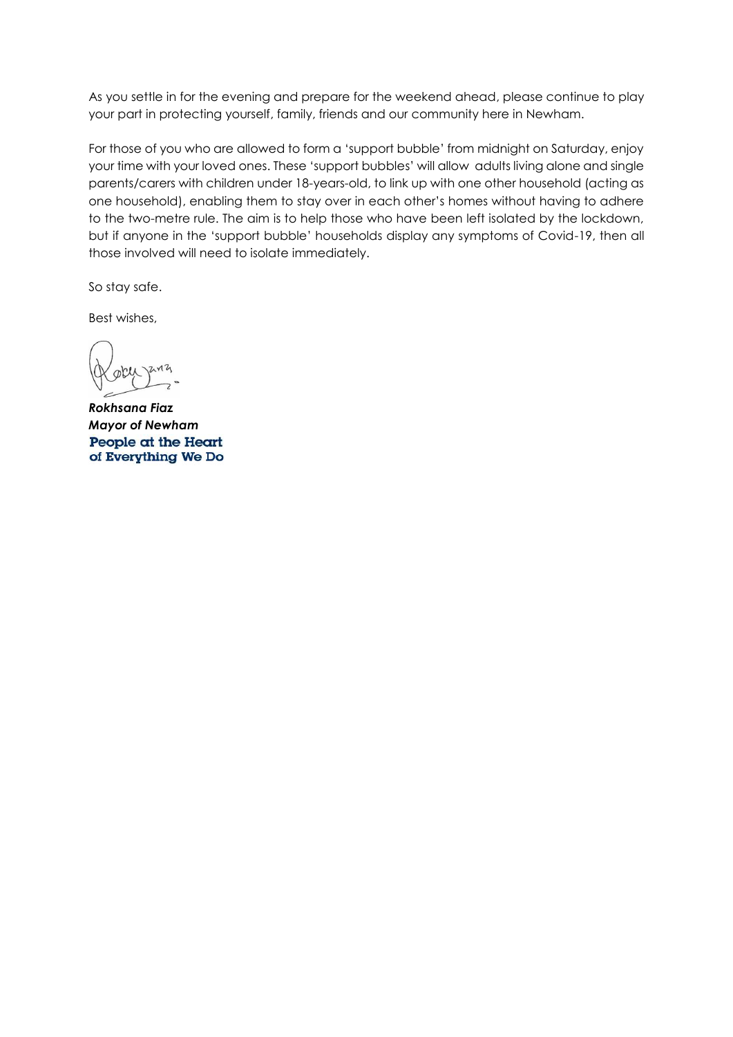As you settle in for the evening and prepare for the weekend ahead, please continue to play your part in protecting yourself, family, friends and our community here in Newham.

For those of you who are allowed to form a 'support bubble' from midnight on Saturday, enjoy your time with your loved ones. These 'support bubbles' will allow adults living alone and single parents/carers with children under 18-years-old, to link up with one other household (acting as one household), enabling them to stay over in each other's homes without having to adhere to the two-metre rule. The aim is to help those who have been left isolated by the lockdown, but if anyone in the 'support bubble' households display any symptoms of Covid-19, then all those involved will need to isolate immediately.

So stay safe.

Best wishes,

***Rokhsana Fiaz***
***Mayor of Newham***
**People at the Heart of Everything We Do**